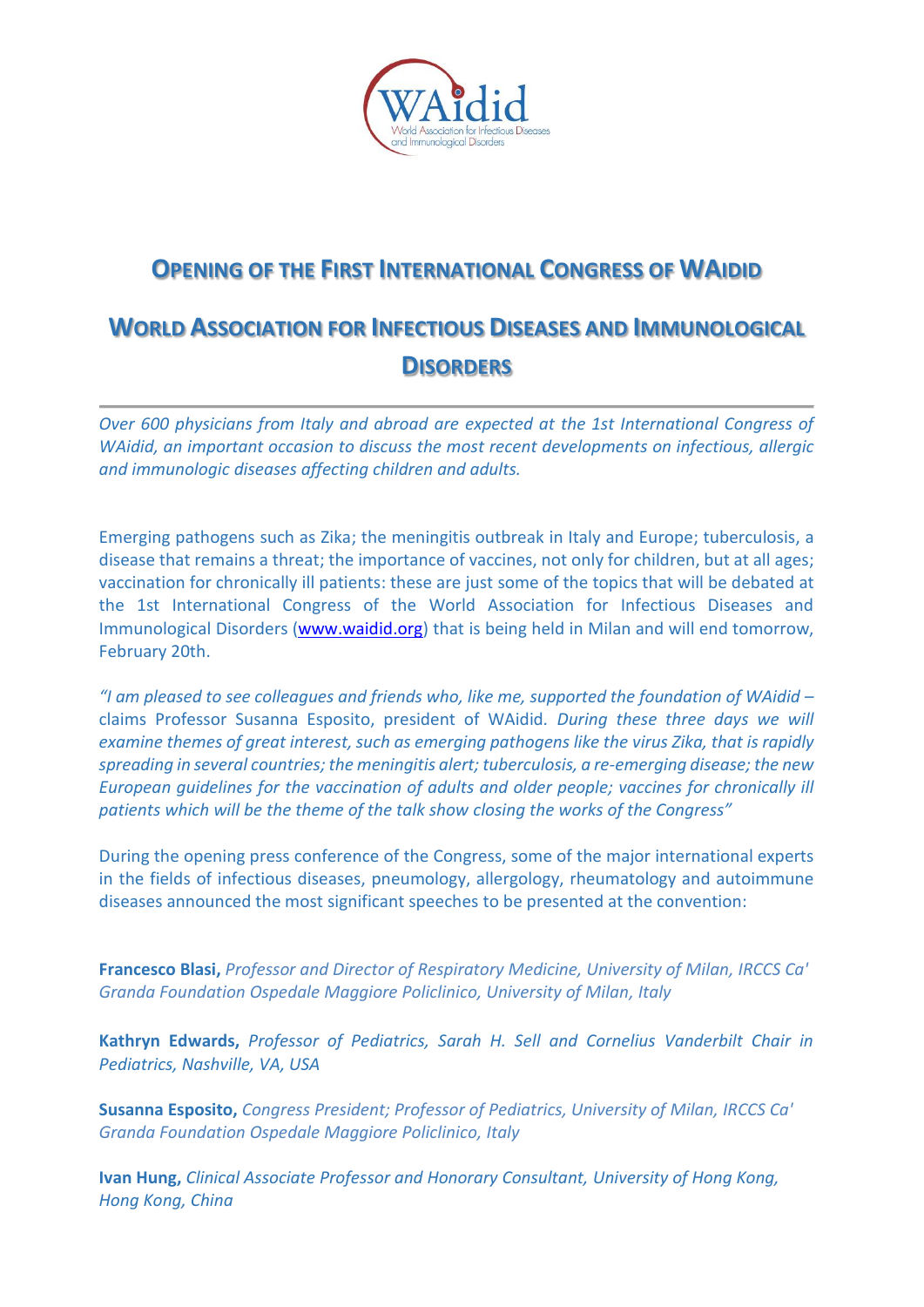# Opening of the First International Congress of WAidid

# World Association for Infectious Diseases and Immunological Disorders

---

*Over 600 physicians from Italy and abroad are expected at the 1st International Congress of WAidid, an important occasion to discuss the most recent developments on infectious, allergic and immunologic diseases affecting children and adults.*

Emerging pathogens such as Zika; the meningitis outbreak in Italy and Europe; tuberculosis, a disease that remains a threat; the importance of vaccines, not only for children, but at all ages; vaccination for chronically ill patients: these are just some of the topics that will be debated at the 1st International Congress of the World Association for Infectious Diseases and Immunological Disorders ([www.waidid.org](http://www.waidid.org)) that is being held in Milan and will end tomorrow, February 20th.

*"I am pleased to see colleagues and friends who, like me, supported the foundation of WAidid –* claims Professor Susanna Esposito, president of WAidid. *During these three days we will examine themes of great interest, such as emerging pathogens like the virus Zika, that is rapidly spreading in several countries; the meningitis alert; tuberculosis, a re-emerging disease; the new European guidelines for the vaccination of adults and older people; vaccines for chronically ill patients which will be the theme of the talk show closing the works of the Congress"*

During the opening press conference of the Congress, some of the major international experts in the fields of infectious diseases, pneumology, allergology, rheumatology and autoimmune diseases announced the most significant speeches to be presented at the convention:

**Francesco Blasi,** *Professor and Director of Respiratory Medicine, University of Milan, IRCCS Ca' Granda Foundation Ospedale Maggiore Policlinico, University of Milan, Italy*

**Kathryn Edwards,** *Professor of Pediatrics, Sarah H. Sell and Cornelius Vanderbilt Chair in Pediatrics, Nashville, VA, USA*

**Susanna Esposito,** *Congress President; Professor of Pediatrics, University of Milan, IRCCS Ca' Granda Foundation Ospedale Maggiore Policlinico, Italy*

**Ivan Hung,** *Clinical Associate Professor and Honorary Consultant, University of Hong Kong, Hong Kong, China*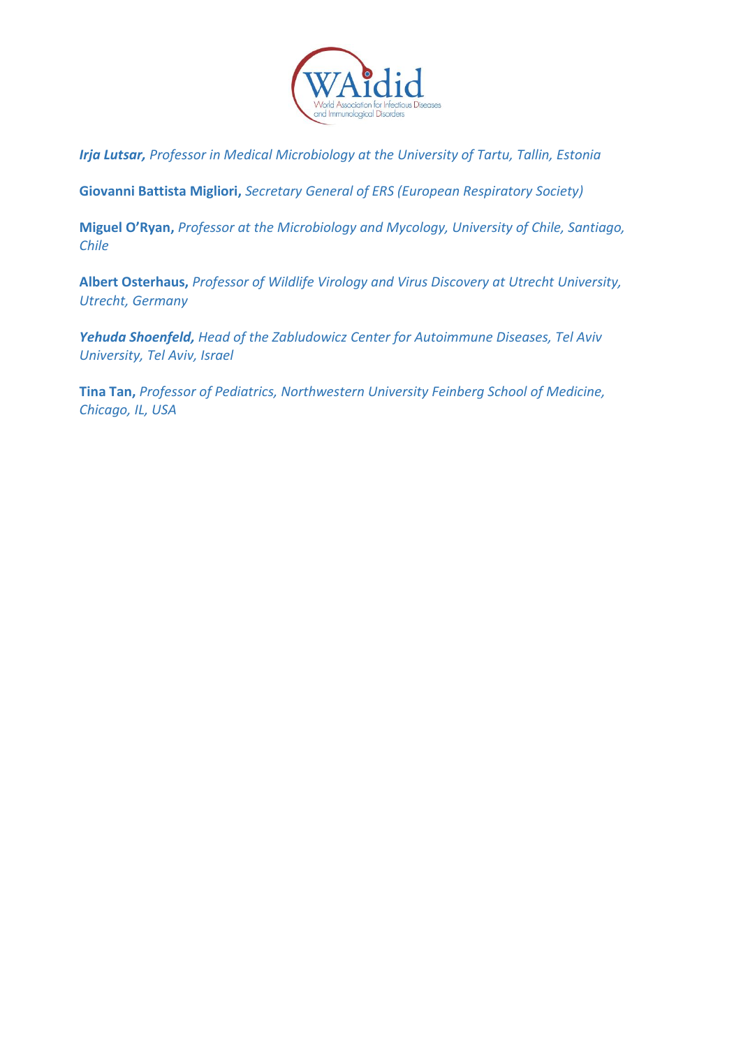***Irja Lutsar,*** *Professor in Medical Microbiology at the University of Tartu, Tallin, Estonia*

**Giovanni Battista Migliori,** *Secretary General of ERS (European Respiratory Society)*

**Miguel O'Ryan,** *Professor at the Microbiology and Mycology, University of Chile, Santiago, Chile*

**Albert Osterhaus,** *Professor of Wildlife Virology and Virus Discovery at Utrecht University, Utrecht, Germany*

***Yehuda Shoenfeld,*** *Head of the Zabludowicz Center for Autoimmune Diseases, Tel Aviv University, Tel Aviv, Israel*

**Tina Tan,** *Professor of Pediatrics, Northwestern University Feinberg School of Medicine, Chicago, IL, USA*